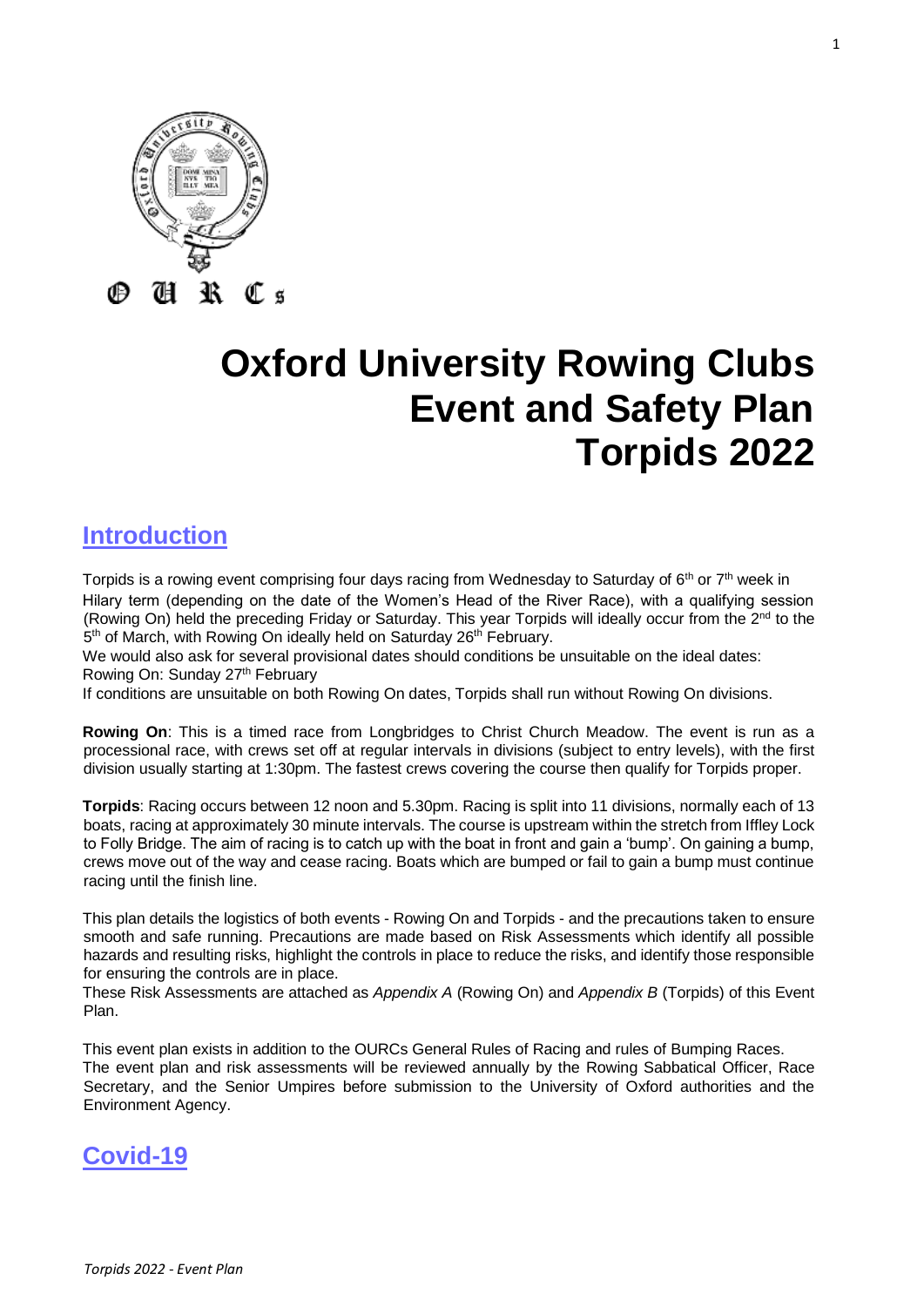# Oxford University Rowing Clubs Event and Safety Plan Torpids 2022

## Introduction

Torpids is a rowing event comprising four days racing from Wednesday to Saturday of 6th or 7th week in Hilary term (depending on the date of the Women's Head of the River Race), with a qualifying session (Rowing On) held the preceding Friday or Saturday. This year Torpids will ideally occur from the 2nd to the 5th of March, with Rowing On ideally held on Saturday 26th February.

We would also ask for several provisional dates should conditions be unsuitable on the ideal dates:
Rowing On: Sunday 27th February
If conditions are unsuitable on both Rowing On dates, Torpids shall run without Rowing On divisions.

**Rowing On**: This is a timed race from Longbridges to Christ Church Meadow. The event is run as a processional race, with crews set off at regular intervals in divisions (subject to entry levels), with the first division usually starting at 1:30pm. The fastest crews covering the course then qualify for Torpids proper.

**Torpids**: Racing occurs between 12 noon and 5.30pm. Racing is split into 11 divisions, normally each of 13 boats, racing at approximately 30 minute intervals. The course is upstream within the stretch from Iffley Lock to Folly Bridge. The aim of racing is to catch up with the boat in front and gain a 'bump'. On gaining a bump, crews move out of the way and cease racing. Boats which are bumped or fail to gain a bump must continue racing until the finish line.

This plan details the logistics of both events - Rowing On and Torpids - and the precautions taken to ensure smooth and safe running. Precautions are made based on Risk Assessments which identify all possible hazards and resulting risks, highlight the controls in place to reduce the risks, and identify those responsible for ensuring the controls are in place.
These Risk Assessments are attached as *Appendix A* (Rowing On) and *Appendix B* (Torpids) of this Event Plan.

This event plan exists in addition to the OURCs General Rules of Racing and rules of Bumping Races.
The event plan and risk assessments will be reviewed annually by the Rowing Sabbatical Officer, Race Secretary, and the Senior Umpires before submission to the University of Oxford authorities and the Environment Agency.

## Covid-19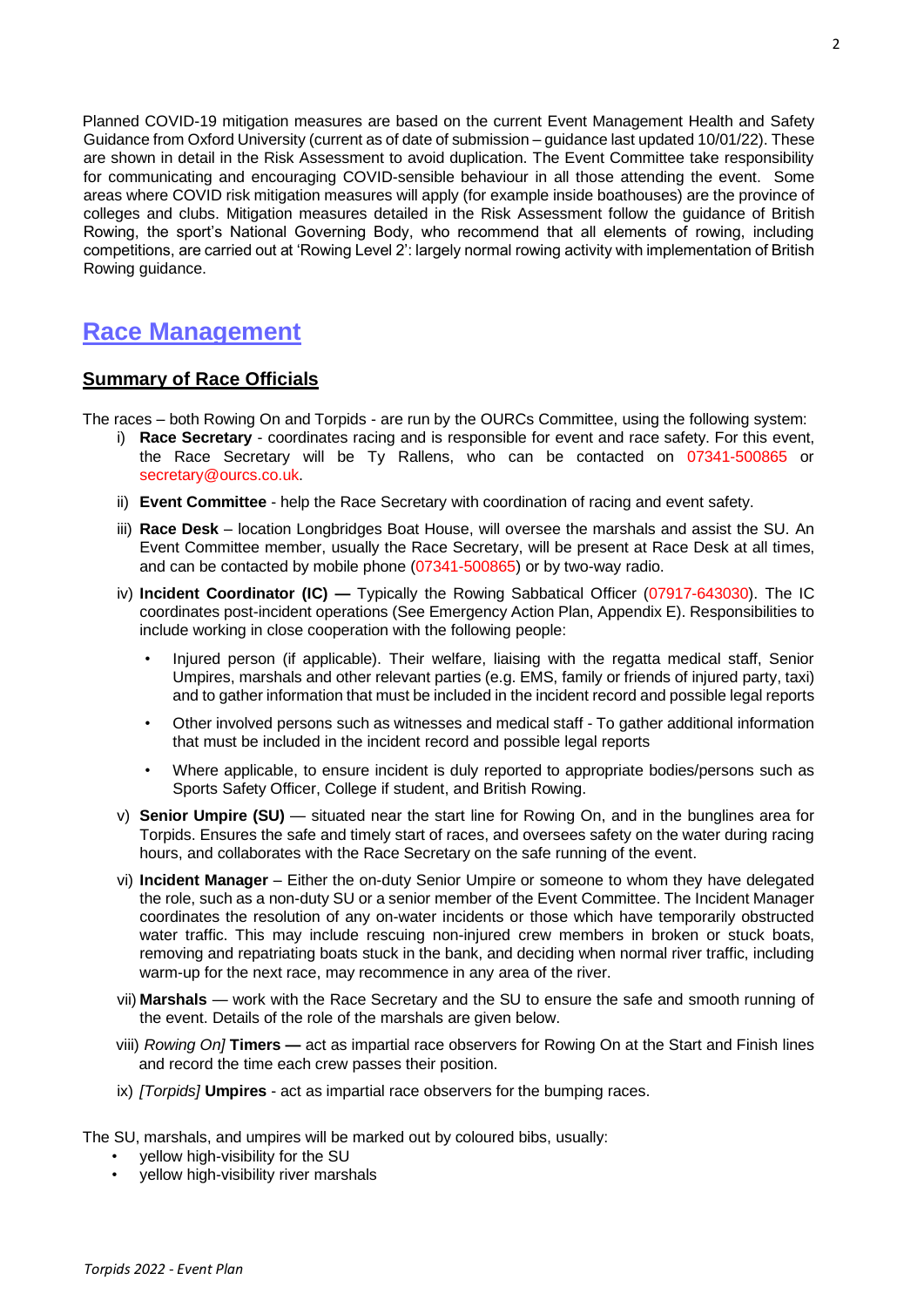Planned COVID-19 mitigation measures are based on the current Event Management Health and Safety Guidance from Oxford University (current as of date of submission – guidance last updated 10/01/22). These are shown in detail in the Risk Assessment to avoid duplication. The Event Committee take responsibility for communicating and encouraging COVID-sensible behaviour in all those attending the event. Some areas where COVID risk mitigation measures will apply (for example inside boathouses) are the province of colleges and clubs. Mitigation measures detailed in the Risk Assessment follow the guidance of British Rowing, the sport's National Governing Body, who recommend that all elements of rowing, including competitions, are carried out at 'Rowing Level 2': largely normal rowing activity with implementation of British Rowing guidance.

# Race Management

## Summary of Race Officials

The races – both Rowing On and Torpids - are run by the OURCs Committee, using the following system:

i) **Race Secretary** - coordinates racing and is responsible for event and race safety. For this event, the Race Secretary will be Ty Rallens, who can be contacted on 07341-500865 or secretary@ourcs.co.uk.

ii) **Event Committee** - help the Race Secretary with coordination of racing and event safety.

iii) **Race Desk** – location Longbridges Boat House, will oversee the marshals and assist the SU. An Event Committee member, usually the Race Secretary, will be present at Race Desk at all times, and can be contacted by mobile phone (07341-500865) or by two-way radio.

iv) **Incident Coordinator (IC) —** Typically the Rowing Sabbatical Officer (07917-643030). The IC coordinates post-incident operations (See Emergency Action Plan, Appendix E). Responsibilities to include working in close cooperation with the following people:
   - Injured person (if applicable). Their welfare, liaising with the regatta medical staff, Senior Umpires, marshals and other relevant parties (e.g. EMS, family or friends of injured party, taxi) and to gather information that must be included in the incident record and possible legal reports
   - Other involved persons such as witnesses and medical staff - To gather additional information that must be included in the incident record and possible legal reports
   - Where applicable, to ensure incident is duly reported to appropriate bodies/persons such as Sports Safety Officer, College if student, and British Rowing.

v) **Senior Umpire (SU)** — situated near the start line for Rowing On, and in the bunglines area for Torpids. Ensures the safe and timely start of races, and oversees safety on the water during racing hours, and collaborates with the Race Secretary on the safe running of the event.

vi) **Incident Manager** – Either the on-duty Senior Umpire or someone to whom they have delegated the role, such as a non-duty SU or a senior member of the Event Committee. The Incident Manager coordinates the resolution of any on-water incidents or those which have temporarily obstructed water traffic. This may include rescuing non-injured crew members in broken or stuck boats, removing and repatriating boats stuck in the bank, and deciding when normal river traffic, including warm-up for the next race, may recommence in any area of the river.

vii) **Marshals** — work with the Race Secretary and the SU to ensure the safe and smooth running of the event. Details of the role of the marshals are given below.

viii) *Rowing On]* **Timers —** act as impartial race observers for Rowing On at the Start and Finish lines and record the time each crew passes their position.

ix) *[Torpids]* **Umpires** - act as impartial race observers for the bumping races.

The SU, marshals, and umpires will be marked out by coloured bibs, usually:

- yellow high-visibility for the SU
- yellow high-visibility river marshals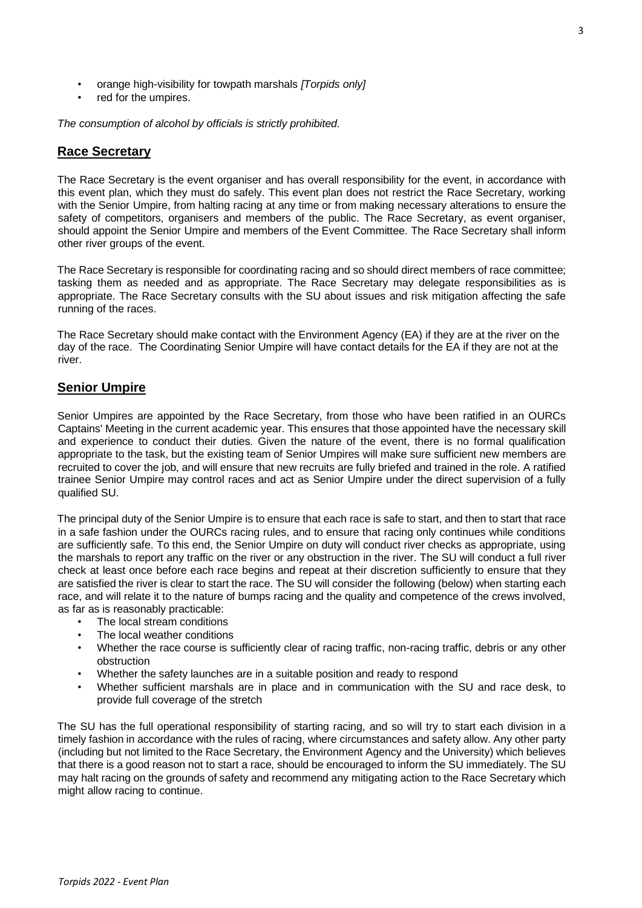- orange high-visibility for towpath marshals *[Torpids only]*
- red for the umpires.

*The consumption of alcohol by officials is strictly prohibited.*

## Race Secretary

The Race Secretary is the event organiser and has overall responsibility for the event, in accordance with this event plan, which they must do safely. This event plan does not restrict the Race Secretary, working with the Senior Umpire, from halting racing at any time or from making necessary alterations to ensure the safety of competitors, organisers and members of the public. The Race Secretary, as event organiser, should appoint the Senior Umpire and members of the Event Committee. The Race Secretary shall inform other river groups of the event.

The Race Secretary is responsible for coordinating racing and so should direct members of race committee; tasking them as needed and as appropriate. The Race Secretary may delegate responsibilities as is appropriate. The Race Secretary consults with the SU about issues and risk mitigation affecting the safe running of the races.

The Race Secretary should make contact with the Environment Agency (EA) if they are at the river on the day of the race. The Coordinating Senior Umpire will have contact details for the EA if they are not at the river.

## Senior Umpire

Senior Umpires are appointed by the Race Secretary, from those who have been ratified in an OURCs Captains' Meeting in the current academic year. This ensures that those appointed have the necessary skill and experience to conduct their duties. Given the nature of the event, there is no formal qualification appropriate to the task, but the existing team of Senior Umpires will make sure sufficient new members are recruited to cover the job, and will ensure that new recruits are fully briefed and trained in the role. A ratified trainee Senior Umpire may control races and act as Senior Umpire under the direct supervision of a fully qualified SU.

The principal duty of the Senior Umpire is to ensure that each race is safe to start, and then to start that race in a safe fashion under the OURCs racing rules, and to ensure that racing only continues while conditions are sufficiently safe. To this end, the Senior Umpire on duty will conduct river checks as appropriate, using the marshals to report any traffic on the river or any obstruction in the river. The SU will conduct a full river check at least once before each race begins and repeat at their discretion sufficiently to ensure that they are satisfied the river is clear to start the race. The SU will consider the following (below) when starting each race, and will relate it to the nature of bumps racing and the quality and competence of the crews involved, as far as is reasonably practicable:

- The local stream conditions
- The local weather conditions
- Whether the race course is sufficiently clear of racing traffic, non-racing traffic, debris or any other obstruction
- Whether the safety launches are in a suitable position and ready to respond
- Whether sufficient marshals are in place and in communication with the SU and race desk, to provide full coverage of the stretch

The SU has the full operational responsibility of starting racing, and so will try to start each division in a timely fashion in accordance with the rules of racing, where circumstances and safety allow. Any other party (including but not limited to the Race Secretary, the Environment Agency and the University) which believes that there is a good reason not to start a race, should be encouraged to inform the SU immediately. The SU may halt racing on the grounds of safety and recommend any mitigating action to the Race Secretary which might allow racing to continue.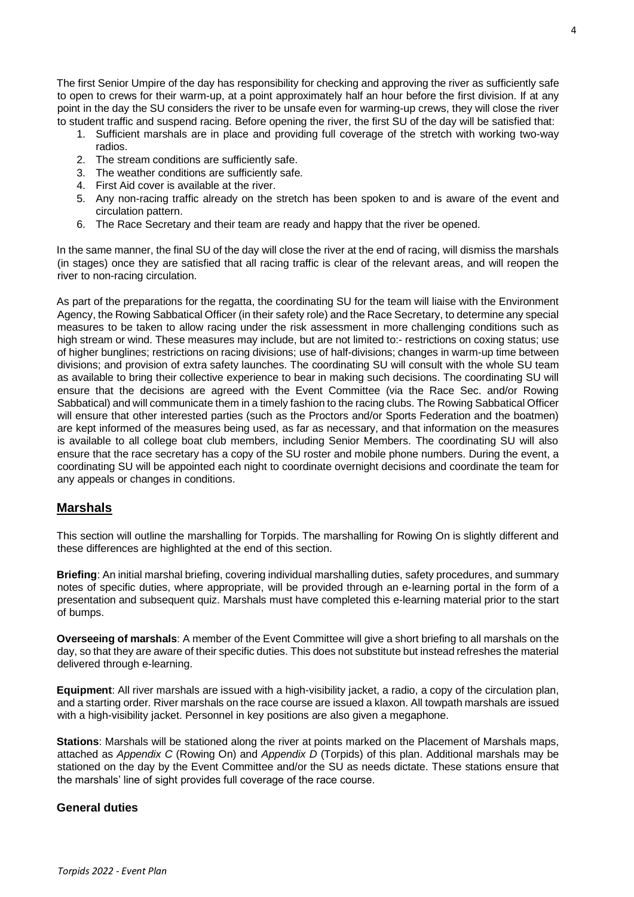The first Senior Umpire of the day has responsibility for checking and approving the river as sufficiently safe to open to crews for their warm-up, at a point approximately half an hour before the first division. If at any point in the day the SU considers the river to be unsafe even for warming-up crews, they will close the river to student traffic and suspend racing. Before opening the river, the first SU of the day will be satisfied that:

1. Sufficient marshals are in place and providing full coverage of the stretch with working two-way radios.
2. The stream conditions are sufficiently safe.
3. The weather conditions are sufficiently safe.
4. First Aid cover is available at the river.
5. Any non-racing traffic already on the stretch has been spoken to and is aware of the event and circulation pattern.
6. The Race Secretary and their team are ready and happy that the river be opened.

In the same manner, the final SU of the day will close the river at the end of racing, will dismiss the marshals (in stages) once they are satisfied that all racing traffic is clear of the relevant areas, and will reopen the river to non-racing circulation.

As part of the preparations for the regatta, the coordinating SU for the team will liaise with the Environment Agency, the Rowing Sabbatical Officer (in their safety role) and the Race Secretary, to determine any special measures to be taken to allow racing under the risk assessment in more challenging conditions such as high stream or wind. These measures may include, but are not limited to:- restrictions on coxing status; use of higher bunglines; restrictions on racing divisions; use of half-divisions; changes in warm-up time between divisions; and provision of extra safety launches. The coordinating SU will consult with the whole SU team as available to bring their collective experience to bear in making such decisions. The coordinating SU will ensure that the decisions are agreed with the Event Committee (via the Race Sec. and/or Rowing Sabbatical) and will communicate them in a timely fashion to the racing clubs. The Rowing Sabbatical Officer will ensure that other interested parties (such as the Proctors and/or Sports Federation and the boatmen) are kept informed of the measures being used, as far as necessary, and that information on the measures is available to all college boat club members, including Senior Members. The coordinating SU will also ensure that the race secretary has a copy of the SU roster and mobile phone numbers. During the event, a coordinating SU will be appointed each night to coordinate overnight decisions and coordinate the team for any appeals or changes in conditions.

## Marshals

This section will outline the marshalling for Torpids. The marshalling for Rowing On is slightly different and these differences are highlighted at the end of this section.

**Briefing**: An initial marshal briefing, covering individual marshalling duties, safety procedures, and summary notes of specific duties, where appropriate, will be provided through an e-learning portal in the form of a presentation and subsequent quiz. Marshals must have completed this e-learning material prior to the start of bumps.

**Overseeing of marshals**: A member of the Event Committee will give a short briefing to all marshals on the day, so that they are aware of their specific duties. This does not substitute but instead refreshes the material delivered through e-learning.

**Equipment**: All river marshals are issued with a high-visibility jacket, a radio, a copy of the circulation plan, and a starting order. River marshals on the race course are issued a klaxon. All towpath marshals are issued with a high-visibility jacket. Personnel in key positions are also given a megaphone.

**Stations**: Marshals will be stationed along the river at points marked on the Placement of Marshals maps, attached as *Appendix C* (Rowing On) and *Appendix D* (Torpids) of this plan. Additional marshals may be stationed on the day by the Event Committee and/or the SU as needs dictate. These stations ensure that the marshals' line of sight provides full coverage of the race course.

### General duties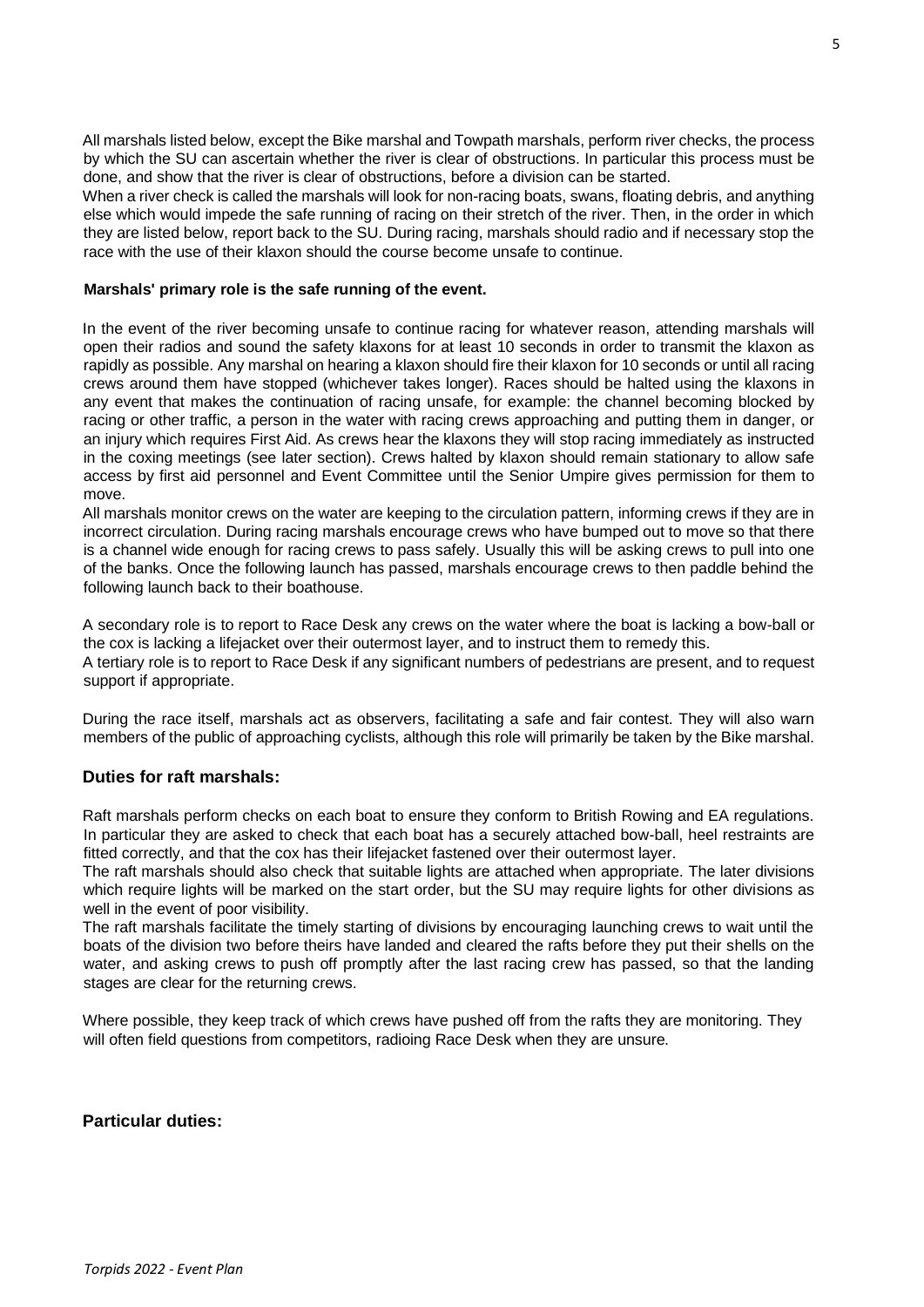All marshals listed below, except the Bike marshal and Towpath marshals, perform river checks, the process by which the SU can ascertain whether the river is clear of obstructions. In particular this process must be done, and show that the river is clear of obstructions, before a division can be started.

When a river check is called the marshals will look for non-racing boats, swans, floating debris, and anything else which would impede the safe running of racing on their stretch of the river. Then, in the order in which they are listed below, report back to the SU. During racing, marshals should radio and if necessary stop the race with the use of their klaxon should the course become unsafe to continue.

**Marshals' primary role is the safe running of the event.**

In the event of the river becoming unsafe to continue racing for whatever reason, attending marshals will open their radios and sound the safety klaxons for at least 10 seconds in order to transmit the klaxon as rapidly as possible. Any marshal on hearing a klaxon should fire their klaxon for 10 seconds or until all racing crews around them have stopped (whichever takes longer). Races should be halted using the klaxons in any event that makes the continuation of racing unsafe, for example: the channel becoming blocked by racing or other traffic, a person in the water with racing crews approaching and putting them in danger, or an injury which requires First Aid. As crews hear the klaxons they will stop racing immediately as instructed in the coxing meetings (see later section). Crews halted by klaxon should remain stationary to allow safe access by first aid personnel and Event Committee until the Senior Umpire gives permission for them to move.

All marshals monitor crews on the water are keeping to the circulation pattern, informing crews if they are in incorrect circulation. During racing marshals encourage crews who have bumped out to move so that there is a channel wide enough for racing crews to pass safely. Usually this will be asking crews to pull into one of the banks. Once the following launch has passed, marshals encourage crews to then paddle behind the following launch back to their boathouse.

A secondary role is to report to Race Desk any crews on the water where the boat is lacking a bow-ball or the cox is lacking a lifejacket over their outermost layer, and to instruct them to remedy this.

A tertiary role is to report to Race Desk if any significant numbers of pedestrians are present, and to request support if appropriate.

During the race itself, marshals act as observers, facilitating a safe and fair contest. They will also warn members of the public of approaching cyclists, although this role will primarily be taken by the Bike marshal.

### Duties for raft marshals:

Raft marshals perform checks on each boat to ensure they conform to British Rowing and EA regulations. In particular they are asked to check that each boat has a securely attached bow-ball, heel restraints are fitted correctly, and that the cox has their lifejacket fastened over their outermost layer.

The raft marshals should also check that suitable lights are attached when appropriate. The later divisions which require lights will be marked on the start order, but the SU may require lights for other divisions as well in the event of poor visibility.

The raft marshals facilitate the timely starting of divisions by encouraging launching crews to wait until the boats of the division two before theirs have landed and cleared the rafts before they put their shells on the water, and asking crews to push off promptly after the last racing crew has passed, so that the landing stages are clear for the returning crews.

Where possible, they keep track of which crews have pushed off from the rafts they are monitoring. They will often field questions from competitors, radioing Race Desk when they are unsure.

### Particular duties: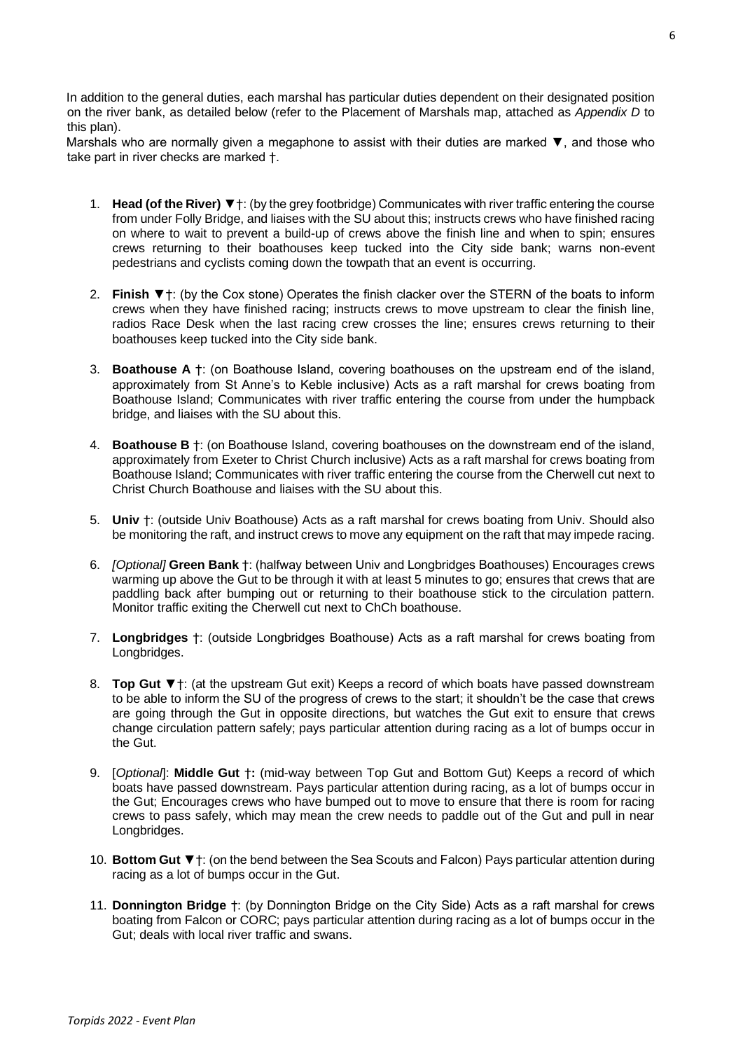In addition to the general duties, each marshal has particular duties dependent on their designated position on the river bank, as detailed below (refer to the Placement of Marshals map, attached as *Appendix D* to this plan).

Marshals who are normally given a megaphone to assist with their duties are marked ▼, and those who take part in river checks are marked †.

1. **Head (of the River) ▼**†: (by the grey footbridge) Communicates with river traffic entering the course from under Folly Bridge, and liaises with the SU about this; instructs crews who have finished racing on where to wait to prevent a build-up of crews above the finish line and when to spin; ensures crews returning to their boathouses keep tucked into the City side bank; warns non-event pedestrians and cyclists coming down the towpath that an event is occurring.

2. **Finish ▼**†: (by the Cox stone) Operates the finish clacker over the STERN of the boats to inform crews when they have finished racing; instructs crews to move upstream to clear the finish line, radios Race Desk when the last racing crew crosses the line; ensures crews returning to their boathouses keep tucked into the City side bank.

3. **Boathouse A** †: (on Boathouse Island, covering boathouses on the upstream end of the island, approximately from St Anne's to Keble inclusive) Acts as a raft marshal for crews boating from Boathouse Island; Communicates with river traffic entering the course from under the humpback bridge, and liaises with the SU about this.

4. **Boathouse B** †: (on Boathouse Island, covering boathouses on the downstream end of the island, approximately from Exeter to Christ Church inclusive) Acts as a raft marshal for crews boating from Boathouse Island; Communicates with river traffic entering the course from the Cherwell cut next to Christ Church Boathouse and liaises with the SU about this.

5. **Univ** †: (outside Univ Boathouse) Acts as a raft marshal for crews boating from Univ. Should also be monitoring the raft, and instruct crews to move any equipment on the raft that may impede racing.

6. *[Optional]* **Green Bank** †: (halfway between Univ and Longbridges Boathouses) Encourages crews warming up above the Gut to be through it with at least 5 minutes to go; ensures that crews that are paddling back after bumping out or returning to their boathouse stick to the circulation pattern. Monitor traffic exiting the Cherwell cut next to ChCh boathouse.

7. **Longbridges** †: (outside Longbridges Boathouse) Acts as a raft marshal for crews boating from Longbridges.

8. **Top Gut ▼**†: (at the upstream Gut exit) Keeps a record of which boats have passed downstream to be able to inform the SU of the progress of crews to the start; it shouldn't be the case that crews are going through the Gut in opposite directions, but watches the Gut exit to ensure that crews change circulation pattern safely; pays particular attention during racing as a lot of bumps occur in the Gut.

9. [*Optional*]: **Middle Gut †:** (mid-way between Top Gut and Bottom Gut) Keeps a record of which boats have passed downstream. Pays particular attention during racing, as a lot of bumps occur in the Gut; Encourages crews who have bumped out to move to ensure that there is room for racing crews to pass safely, which may mean the crew needs to paddle out of the Gut and pull in near Longbridges.

10. **Bottom Gut ▼**†: (on the bend between the Sea Scouts and Falcon) Pays particular attention during racing as a lot of bumps occur in the Gut.

11. **Donnington Bridge** †: (by Donnington Bridge on the City Side) Acts as a raft marshal for crews boating from Falcon or CORC; pays particular attention during racing as a lot of bumps occur in the Gut; deals with local river traffic and swans.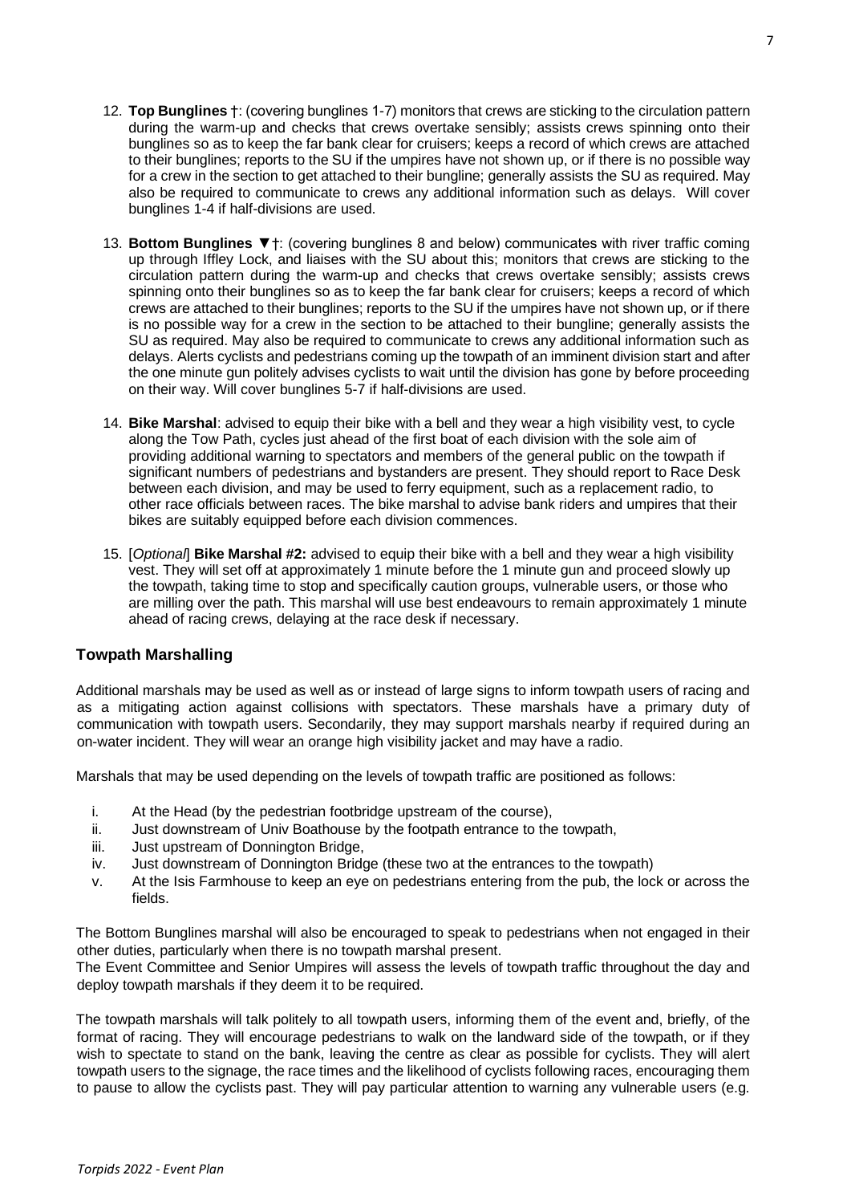12. **Top Bunglines** †: (covering bunglines 1-7) monitors that crews are sticking to the circulation pattern during the warm-up and checks that crews overtake sensibly; assists crews spinning onto their bunglines so as to keep the far bank clear for cruisers; keeps a record of which crews are attached to their bunglines; reports to the SU if the umpires have not shown up, or if there is no possible way for a crew in the section to get attached to their bungline; generally assists the SU as required. May also be required to communicate to crews any additional information such as delays. Will cover bunglines 1-4 if half-divisions are used.

13. **Bottom Bunglines ▼**†: (covering bunglines 8 and below) communicates with river traffic coming up through Iffley Lock, and liaises with the SU about this; monitors that crews are sticking to the circulation pattern during the warm-up and checks that crews overtake sensibly; assists crews spinning onto their bunglines so as to keep the far bank clear for cruisers; keeps a record of which crews are attached to their bunglines; reports to the SU if the umpires have not shown up, or if there is no possible way for a crew in the section to be attached to their bungline; generally assists the SU as required. May also be required to communicate to crews any additional information such as delays. Alerts cyclists and pedestrians coming up the towpath of an imminent division start and after the one minute gun politely advises cyclists to wait until the division has gone by before proceeding on their way. Will cover bunglines 5-7 if half-divisions are used.

14. **Bike Marshal**: advised to equip their bike with a bell and they wear a high visibility vest, to cycle along the Tow Path, cycles just ahead of the first boat of each division with the sole aim of providing additional warning to spectators and members of the general public on the towpath if significant numbers of pedestrians and bystanders are present. They should report to Race Desk between each division, and may be used to ferry equipment, such as a replacement radio, to other race officials between races. The bike marshal to advise bank riders and umpires that their bikes are suitably equipped before each division commences.

15. [*Optional*] **Bike Marshal #2:** advised to equip their bike with a bell and they wear a high visibility vest. They will set off at approximately 1 minute before the 1 minute gun and proceed slowly up the towpath, taking time to stop and specifically caution groups, vulnerable users, or those who are milling over the path. This marshal will use best endeavours to remain approximately 1 minute ahead of racing crews, delaying at the race desk if necessary.

### Towpath Marshalling

Additional marshals may be used as well as or instead of large signs to inform towpath users of racing and as a mitigating action against collisions with spectators. These marshals have a primary duty of communication with towpath users. Secondarily, they may support marshals nearby if required during an on-water incident. They will wear an orange high visibility jacket and may have a radio.

Marshals that may be used depending on the levels of towpath traffic are positioned as follows:

i. At the Head (by the pedestrian footbridge upstream of the course),
ii. Just downstream of Univ Boathouse by the footpath entrance to the towpath,
iii. Just upstream of Donnington Bridge,
iv. Just downstream of Donnington Bridge (these two at the entrances to the towpath)
v. At the Isis Farmhouse to keep an eye on pedestrians entering from the pub, the lock or across the fields.

The Bottom Bunglines marshal will also be encouraged to speak to pedestrians when not engaged in their other duties, particularly when there is no towpath marshal present.
The Event Committee and Senior Umpires will assess the levels of towpath traffic throughout the day and deploy towpath marshals if they deem it to be required.

The towpath marshals will talk politely to all towpath users, informing them of the event and, briefly, of the format of racing. They will encourage pedestrians to walk on the landward side of the towpath, or if they wish to spectate to stand on the bank, leaving the centre as clear as possible for cyclists. They will alert towpath users to the signage, the race times and the likelihood of cyclists following races, encouraging them to pause to allow the cyclists past. They will pay particular attention to warning any vulnerable users (e.g.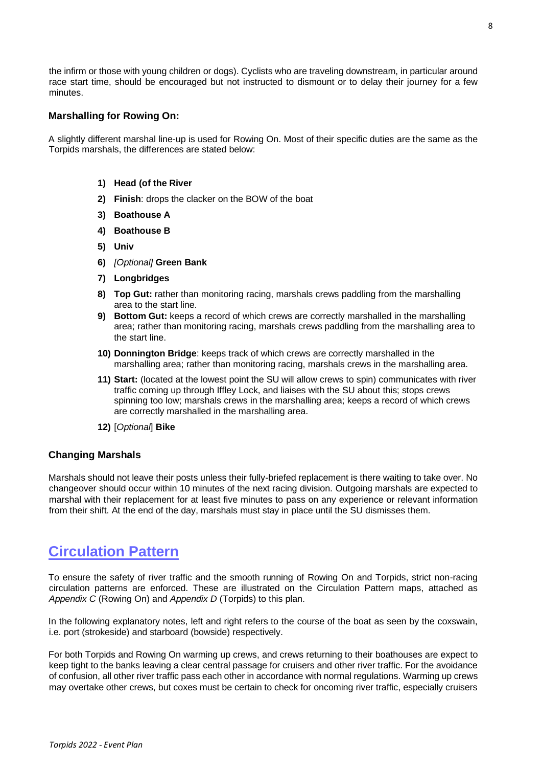the infirm or those with young children or dogs). Cyclists who are traveling downstream, in particular around race start time, should be encouraged but not instructed to dismount or to delay their journey for a few minutes.

### Marshalling for Rowing On:

A slightly different marshal line-up is used for Rowing On. Most of their specific duties are the same as the Torpids marshals, the differences are stated below:

1) **Head (of the River**
2) **Finish**: drops the clacker on the BOW of the boat
3) **Boathouse A**
4) **Boathouse B**
5) **Univ**
6) *[Optional]* **Green Bank**
7) **Longbridges**
8) **Top Gut:** rather than monitoring racing, marshals crews paddling from the marshalling area to the start line.
9) **Bottom Gut:** keeps a record of which crews are correctly marshalled in the marshalling area; rather than monitoring racing, marshals crews paddling from the marshalling area to the start line.
10) **Donnington Bridge**: keeps track of which crews are correctly marshalled in the marshalling area; rather than monitoring racing, marshals crews in the marshalling area.
11) **Start:** (located at the lowest point the SU will allow crews to spin) communicates with river traffic coming up through Iffley Lock, and liaises with the SU about this; stops crews spinning too low; marshals crews in the marshalling area; keeps a record of which crews are correctly marshalled in the marshalling area.
12) [*Optional*] **Bike**

### Changing Marshals

Marshals should not leave their posts unless their fully-briefed replacement is there waiting to take over. No changeover should occur within 10 minutes of the next racing division. Outgoing marshals are expected to marshal with their replacement for at least five minutes to pass on any experience or relevant information from their shift. At the end of the day, marshals must stay in place until the SU dismisses them.

## Circulation Pattern

To ensure the safety of river traffic and the smooth running of Rowing On and Torpids, strict non-racing circulation patterns are enforced. These are illustrated on the Circulation Pattern maps, attached as *Appendix C* (Rowing On) and *Appendix D* (Torpids) to this plan.

In the following explanatory notes, left and right refers to the course of the boat as seen by the coxswain, i.e. port (strokeside) and starboard (bowside) respectively.

For both Torpids and Rowing On warming up crews, and crews returning to their boathouses are expect to keep tight to the banks leaving a clear central passage for cruisers and other river traffic. For the avoidance of confusion, all other river traffic pass each other in accordance with normal regulations. Warming up crews may overtake other crews, but coxes must be certain to check for oncoming river traffic, especially cruisers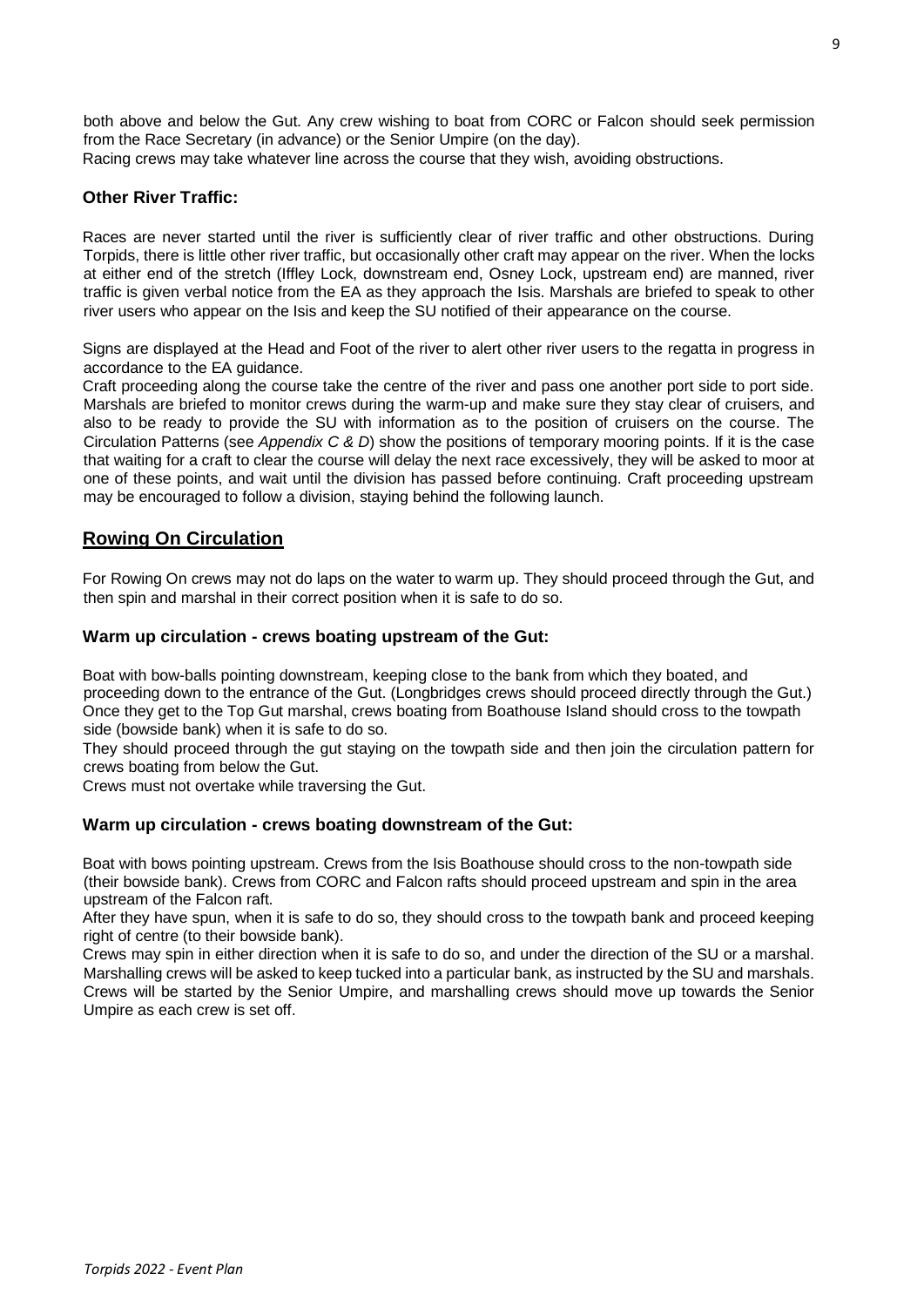both above and below the Gut. Any crew wishing to boat from CORC or Falcon should seek permission from the Race Secretary (in advance) or the Senior Umpire (on the day).

Racing crews may take whatever line across the course that they wish, avoiding obstructions.

### Other River Traffic:

Races are never started until the river is sufficiently clear of river traffic and other obstructions. During Torpids, there is little other river traffic, but occasionally other craft may appear on the river. When the locks at either end of the stretch (Iffley Lock, downstream end, Osney Lock, upstream end) are manned, river traffic is given verbal notice from the EA as they approach the Isis. Marshals are briefed to speak to other river users who appear on the Isis and keep the SU notified of their appearance on the course.

Signs are displayed at the Head and Foot of the river to alert other river users to the regatta in progress in accordance to the EA guidance.

Craft proceeding along the course take the centre of the river and pass one another port side to port side. Marshals are briefed to monitor crews during the warm-up and make sure they stay clear of cruisers, and also to be ready to provide the SU with information as to the position of cruisers on the course. The Circulation Patterns (see *Appendix C & D*) show the positions of temporary mooring points. If it is the case that waiting for a craft to clear the course will delay the next race excessively, they will be asked to moor at one of these points, and wait until the division has passed before continuing. Craft proceeding upstream may be encouraged to follow a division, staying behind the following launch.

## Rowing On Circulation

For Rowing On crews may not do laps on the water to warm up. They should proceed through the Gut, and then spin and marshal in their correct position when it is safe to do so.

### Warm up circulation - crews boating upstream of the Gut:

Boat with bow-balls pointing downstream, keeping close to the bank from which they boated, and proceeding down to the entrance of the Gut. (Longbridges crews should proceed directly through the Gut.) Once they get to the Top Gut marshal, crews boating from Boathouse Island should cross to the towpath side (bowside bank) when it is safe to do so.

They should proceed through the gut staying on the towpath side and then join the circulation pattern for crews boating from below the Gut.

Crews must not overtake while traversing the Gut.

### Warm up circulation - crews boating downstream of the Gut:

Boat with bows pointing upstream. Crews from the Isis Boathouse should cross to the non-towpath side (their bowside bank). Crews from CORC and Falcon rafts should proceed upstream and spin in the area upstream of the Falcon raft.

After they have spun, when it is safe to do so, they should cross to the towpath bank and proceed keeping right of centre (to their bowside bank).

Crews may spin in either direction when it is safe to do so, and under the direction of the SU or a marshal. Marshalling crews will be asked to keep tucked into a particular bank, as instructed by the SU and marshals. Crews will be started by the Senior Umpire, and marshalling crews should move up towards the Senior Umpire as each crew is set off.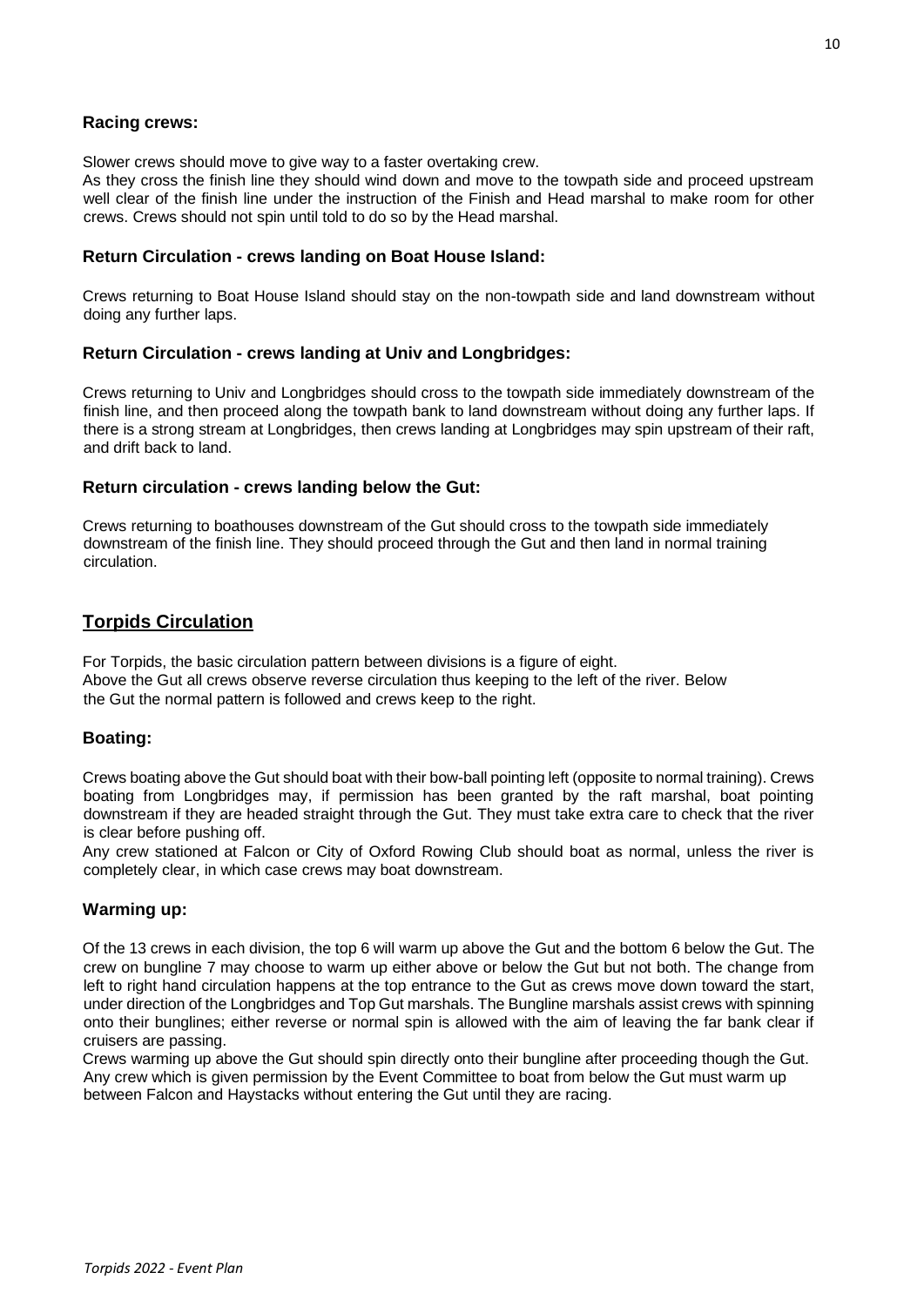### Racing crews:

Slower crews should move to give way to a faster overtaking crew.
As they cross the finish line they should wind down and move to the towpath side and proceed upstream well clear of the finish line under the instruction of the Finish and Head marshal to make room for other crews. Crews should not spin until told to do so by the Head marshal.

### Return Circulation - crews landing on Boat House Island:

Crews returning to Boat House Island should stay on the non-towpath side and land downstream without doing any further laps.

### Return Circulation - crews landing at Univ and Longbridges:

Crews returning to Univ and Longbridges should cross to the towpath side immediately downstream of the finish line, and then proceed along the towpath bank to land downstream without doing any further laps. If there is a strong stream at Longbridges, then crews landing at Longbridges may spin upstream of their raft, and drift back to land.

### Return circulation - crews landing below the Gut:

Crews returning to boathouses downstream of the Gut should cross to the towpath side immediately downstream of the finish line. They should proceed through the Gut and then land in normal training circulation.

## Torpids Circulation

For Torpids, the basic circulation pattern between divisions is a figure of eight.
Above the Gut all crews observe reverse circulation thus keeping to the left of the river. Below the Gut the normal pattern is followed and crews keep to the right.

### Boating:

Crews boating above the Gut should boat with their bow-ball pointing left (opposite to normal training). Crews boating from Longbridges may, if permission has been granted by the raft marshal, boat pointing downstream if they are headed straight through the Gut. They must take extra care to check that the river is clear before pushing off.
Any crew stationed at Falcon or City of Oxford Rowing Club should boat as normal, unless the river is completely clear, in which case crews may boat downstream.

### Warming up:

Of the 13 crews in each division, the top 6 will warm up above the Gut and the bottom 6 below the Gut. The crew on bungline 7 may choose to warm up either above or below the Gut but not both. The change from left to right hand circulation happens at the top entrance to the Gut as crews move down toward the start, under direction of the Longbridges and Top Gut marshals. The Bungline marshals assist crews with spinning onto their bunglines; either reverse or normal spin is allowed with the aim of leaving the far bank clear if cruisers are passing.
Crews warming up above the Gut should spin directly onto their bungline after proceeding though the Gut. Any crew which is given permission by the Event Committee to boat from below the Gut must warm up between Falcon and Haystacks without entering the Gut until they are racing.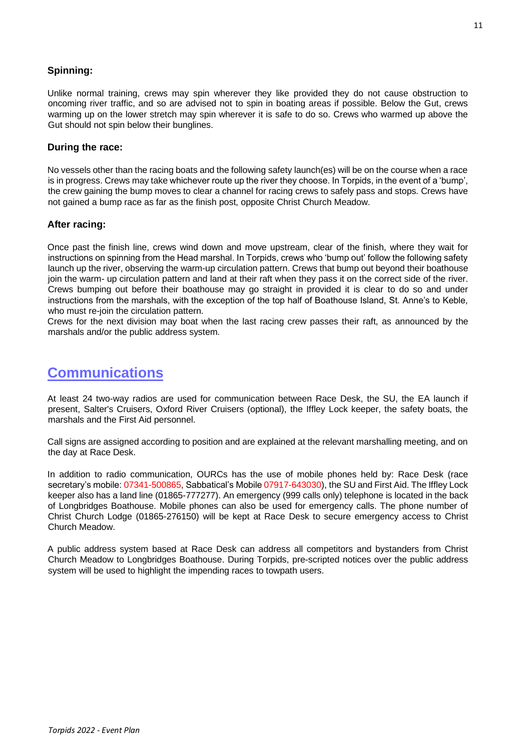### Spinning:

Unlike normal training, crews may spin wherever they like provided they do not cause obstruction to oncoming river traffic, and so are advised not to spin in boating areas if possible. Below the Gut, crews warming up on the lower stretch may spin wherever it is safe to do so. Crews who warmed up above the Gut should not spin below their bunglines.

### During the race:

No vessels other than the racing boats and the following safety launch(es) will be on the course when a race is in progress. Crews may take whichever route up the river they choose. In Torpids, in the event of a 'bump', the crew gaining the bump moves to clear a channel for racing crews to safely pass and stops. Crews have not gained a bump race as far as the finish post, opposite Christ Church Meadow.

### After racing:

Once past the finish line, crews wind down and move upstream, clear of the finish, where they wait for instructions on spinning from the Head marshal. In Torpids, crews who 'bump out' follow the following safety launch up the river, observing the warm-up circulation pattern. Crews that bump out beyond their boathouse join the warm- up circulation pattern and land at their raft when they pass it on the correct side of the river. Crews bumping out before their boathouse may go straight in provided it is clear to do so and under instructions from the marshals, with the exception of the top half of Boathouse Island, St. Anne's to Keble, who must re-join the circulation pattern.
Crews for the next division may boat when the last racing crew passes their raft, as announced by the marshals and/or the public address system.

## Communications

At least 24 two-way radios are used for communication between Race Desk, the SU, the EA launch if present, Salter's Cruisers, Oxford River Cruisers (optional), the Iffley Lock keeper, the safety boats, the marshals and the First Aid personnel.

Call signs are assigned according to position and are explained at the relevant marshalling meeting, and on the day at Race Desk.

In addition to radio communication, OURCs has the use of mobile phones held by: Race Desk (race secretary's mobile: 07341-500865, Sabbatical's Mobile 07917-643030), the SU and First Aid. The Iffley Lock keeper also has a land line (01865-777277). An emergency (999 calls only) telephone is located in the back of Longbridges Boathouse. Mobile phones can also be used for emergency calls. The phone number of Christ Church Lodge (01865-276150) will be kept at Race Desk to secure emergency access to Christ Church Meadow.

A public address system based at Race Desk can address all competitors and bystanders from Christ Church Meadow to Longbridges Boathouse. During Torpids, pre-scripted notices over the public address system will be used to highlight the impending races to towpath users.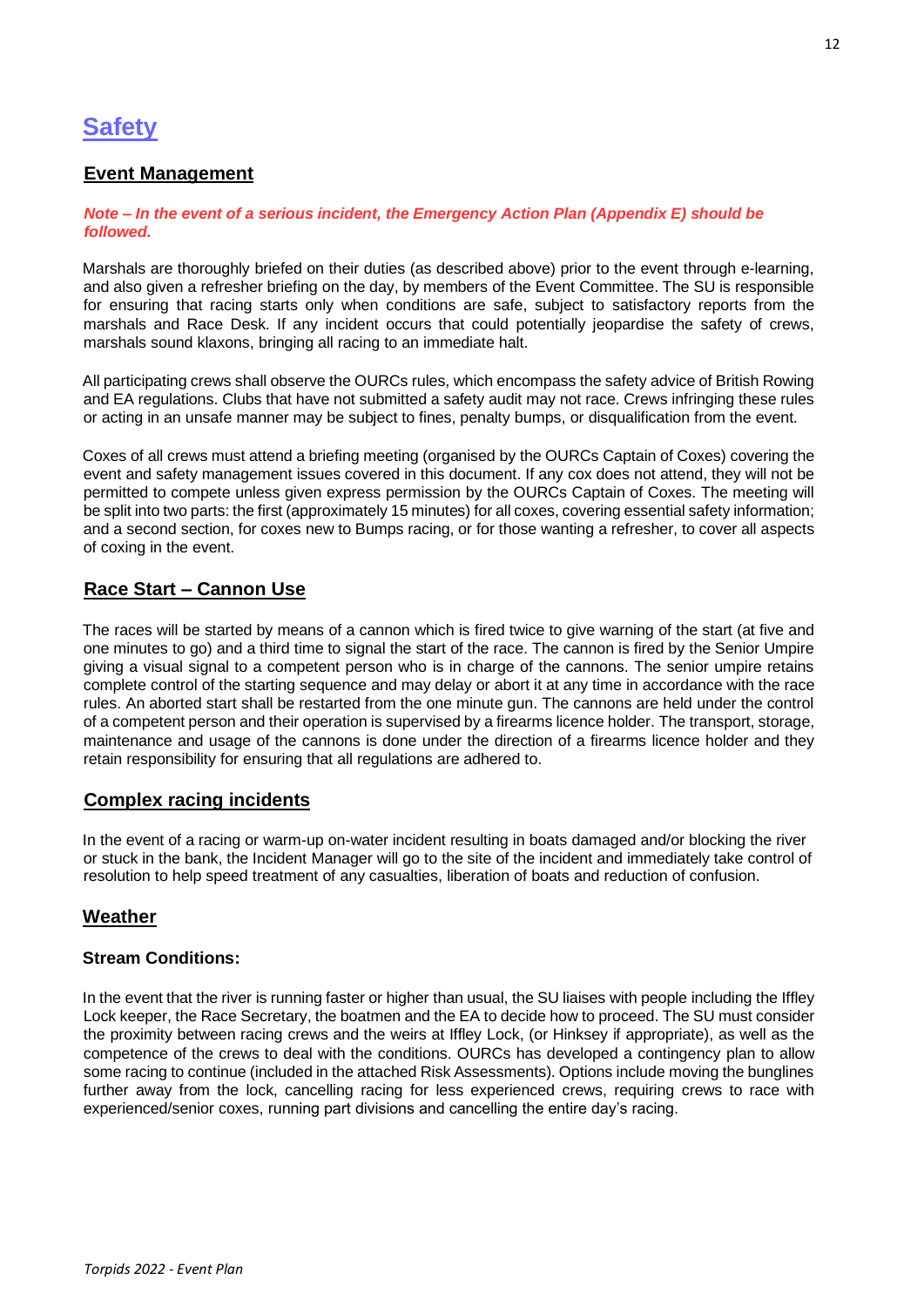# Safety

## Event Management

***Note – In the event of a serious incident, the Emergency Action Plan (Appendix E) should be followed.***

Marshals are thoroughly briefed on their duties (as described above) prior to the event through e-learning, and also given a refresher briefing on the day, by members of the Event Committee. The SU is responsible for ensuring that racing starts only when conditions are safe, subject to satisfactory reports from the marshals and Race Desk. If any incident occurs that could potentially jeopardise the safety of crews, marshals sound klaxons, bringing all racing to an immediate halt.

All participating crews shall observe the OURCs rules, which encompass the safety advice of British Rowing and EA regulations. Clubs that have not submitted a safety audit may not race. Crews infringing these rules or acting in an unsafe manner may be subject to fines, penalty bumps, or disqualification from the event.

Coxes of all crews must attend a briefing meeting (organised by the OURCs Captain of Coxes) covering the event and safety management issues covered in this document. If any cox does not attend, they will not be permitted to compete unless given express permission by the OURCs Captain of Coxes. The meeting will be split into two parts: the first (approximately 15 minutes) for all coxes, covering essential safety information; and a second section, for coxes new to Bumps racing, or for those wanting a refresher, to cover all aspects of coxing in the event.

## Race Start – Cannon Use

The races will be started by means of a cannon which is fired twice to give warning of the start (at five and one minutes to go) and a third time to signal the start of the race. The cannon is fired by the Senior Umpire giving a visual signal to a competent person who is in charge of the cannons. The senior umpire retains complete control of the starting sequence and may delay or abort it at any time in accordance with the race rules. An aborted start shall be restarted from the one minute gun. The cannons are held under the control of a competent person and their operation is supervised by a firearms licence holder. The transport, storage, maintenance and usage of the cannons is done under the direction of a firearms licence holder and they retain responsibility for ensuring that all regulations are adhered to.

## Complex racing incidents

In the event of a racing or warm-up on-water incident resulting in boats damaged and/or blocking the river or stuck in the bank, the Incident Manager will go to the site of the incident and immediately take control of resolution to help speed treatment of any casualties, liberation of boats and reduction of confusion.

## Weather

### Stream Conditions:

In the event that the river is running faster or higher than usual, the SU liaises with people including the Iffley Lock keeper, the Race Secretary, the boatmen and the EA to decide how to proceed. The SU must consider the proximity between racing crews and the weirs at Iffley Lock, (or Hinksey if appropriate), as well as the competence of the crews to deal with the conditions. OURCs has developed a contingency plan to allow some racing to continue (included in the attached Risk Assessments). Options include moving the bunglines further away from the lock, cancelling racing for less experienced crews, requiring crews to race with experienced/senior coxes, running part divisions and cancelling the entire day's racing.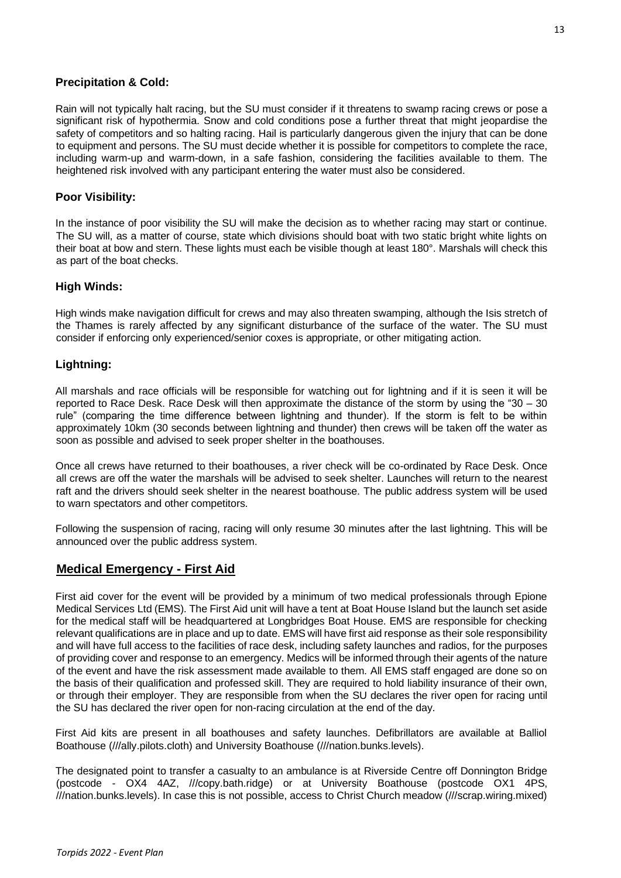### Precipitation & Cold:

Rain will not typically halt racing, but the SU must consider if it threatens to swamp racing crews or pose a significant risk of hypothermia. Snow and cold conditions pose a further threat that might jeopardise the safety of competitors and so halting racing. Hail is particularly dangerous given the injury that can be done to equipment and persons. The SU must decide whether it is possible for competitors to complete the race, including warm-up and warm-down, in a safe fashion, considering the facilities available to them. The heightened risk involved with any participant entering the water must also be considered.

### Poor Visibility:

In the instance of poor visibility the SU will make the decision as to whether racing may start or continue. The SU will, as a matter of course, state which divisions should boat with two static bright white lights on their boat at bow and stern. These lights must each be visible though at least 180°. Marshals will check this as part of the boat checks.

### High Winds:

High winds make navigation difficult for crews and may also threaten swamping, although the Isis stretch of the Thames is rarely affected by any significant disturbance of the surface of the water. The SU must consider if enforcing only experienced/senior coxes is appropriate, or other mitigating action.

### Lightning:

All marshals and race officials will be responsible for watching out for lightning and if it is seen it will be reported to Race Desk. Race Desk will then approximate the distance of the storm by using the "30 – 30 rule" (comparing the time difference between lightning and thunder). If the storm is felt to be within approximately 10km (30 seconds between lightning and thunder) then crews will be taken off the water as soon as possible and advised to seek proper shelter in the boathouses.

Once all crews have returned to their boathouses, a river check will be co-ordinated by Race Desk. Once all crews are off the water the marshals will be advised to seek shelter. Launches will return to the nearest raft and the drivers should seek shelter in the nearest boathouse. The public address system will be used to warn spectators and other competitors.

Following the suspension of racing, racing will only resume 30 minutes after the last lightning. This will be announced over the public address system.

## Medical Emergency - First Aid

First aid cover for the event will be provided by a minimum of two medical professionals through Epione Medical Services Ltd (EMS). The First Aid unit will have a tent at Boat House Island but the launch set aside for the medical staff will be headquartered at Longbridges Boat House. EMS are responsible for checking relevant qualifications are in place and up to date. EMS will have first aid response as their sole responsibility and will have full access to the facilities of race desk, including safety launches and radios, for the purposes of providing cover and response to an emergency. Medics will be informed through their agents of the nature of the event and have the risk assessment made available to them. All EMS staff engaged are done so on the basis of their qualification and professed skill. They are required to hold liability insurance of their own, or through their employer. They are responsible from when the SU declares the river open for racing until the SU has declared the river open for non-racing circulation at the end of the day.

First Aid kits are present in all boathouses and safety launches. Defibrillators are available at Balliol Boathouse (///ally.pilots.cloth) and University Boathouse (///nation.bunks.levels).

The designated point to transfer a casualty to an ambulance is at Riverside Centre off Donnington Bridge (postcode - OX4 4AZ, ///copy.bath.ridge) or at University Boathouse (postcode OX1 4PS, ///nation.bunks.levels). In case this is not possible, access to Christ Church meadow (///scrap.wiring.mixed)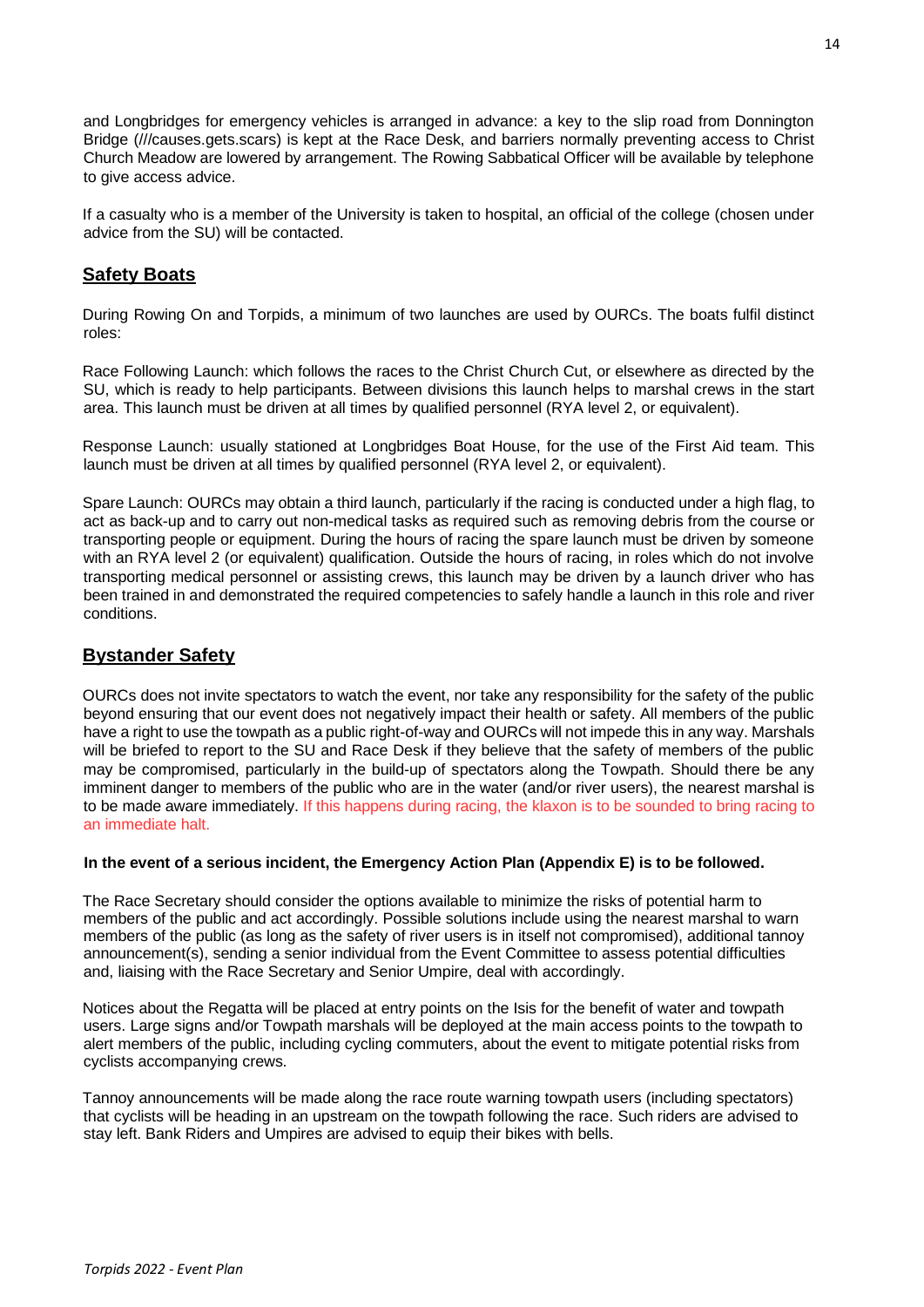and Longbridges for emergency vehicles is arranged in advance: a key to the slip road from Donnington Bridge (///causes.gets.scars) is kept at the Race Desk, and barriers normally preventing access to Christ Church Meadow are lowered by arrangement. The Rowing Sabbatical Officer will be available by telephone to give access advice.

If a casualty who is a member of the University is taken to hospital, an official of the college (chosen under advice from the SU) will be contacted.

## Safety Boats

During Rowing On and Torpids, a minimum of two launches are used by OURCs. The boats fulfil distinct roles:

Race Following Launch: which follows the races to the Christ Church Cut, or elsewhere as directed by the SU, which is ready to help participants. Between divisions this launch helps to marshal crews in the start area. This launch must be driven at all times by qualified personnel (RYA level 2, or equivalent).

Response Launch: usually stationed at Longbridges Boat House, for the use of the First Aid team. This launch must be driven at all times by qualified personnel (RYA level 2, or equivalent).

Spare Launch: OURCs may obtain a third launch, particularly if the racing is conducted under a high flag, to act as back-up and to carry out non-medical tasks as required such as removing debris from the course or transporting people or equipment. During the hours of racing the spare launch must be driven by someone with an RYA level 2 (or equivalent) qualification. Outside the hours of racing, in roles which do not involve transporting medical personnel or assisting crews, this launch may be driven by a launch driver who has been trained in and demonstrated the required competencies to safely handle a launch in this role and river conditions.

## Bystander Safety

OURCs does not invite spectators to watch the event, nor take any responsibility for the safety of the public beyond ensuring that our event does not negatively impact their health or safety. All members of the public have a right to use the towpath as a public right-of-way and OURCs will not impede this in any way. Marshals will be briefed to report to the SU and Race Desk if they believe that the safety of members of the public may be compromised, particularly in the build-up of spectators along the Towpath. Should there be any imminent danger to members of the public who are in the water (and/or river users), the nearest marshal is to be made aware immediately. If this happens during racing, the klaxon is to be sounded to bring racing to an immediate halt.

**In the event of a serious incident, the Emergency Action Plan (Appendix E) is to be followed.**

The Race Secretary should consider the options available to minimize the risks of potential harm to members of the public and act accordingly. Possible solutions include using the nearest marshal to warn members of the public (as long as the safety of river users is in itself not compromised), additional tannoy announcement(s), sending a senior individual from the Event Committee to assess potential difficulties and, liaising with the Race Secretary and Senior Umpire, deal with accordingly.

Notices about the Regatta will be placed at entry points on the Isis for the benefit of water and towpath users. Large signs and/or Towpath marshals will be deployed at the main access points to the towpath to alert members of the public, including cycling commuters, about the event to mitigate potential risks from cyclists accompanying crews.

Tannoy announcements will be made along the race route warning towpath users (including spectators) that cyclists will be heading in an upstream on the towpath following the race. Such riders are advised to stay left. Bank Riders and Umpires are advised to equip their bikes with bells.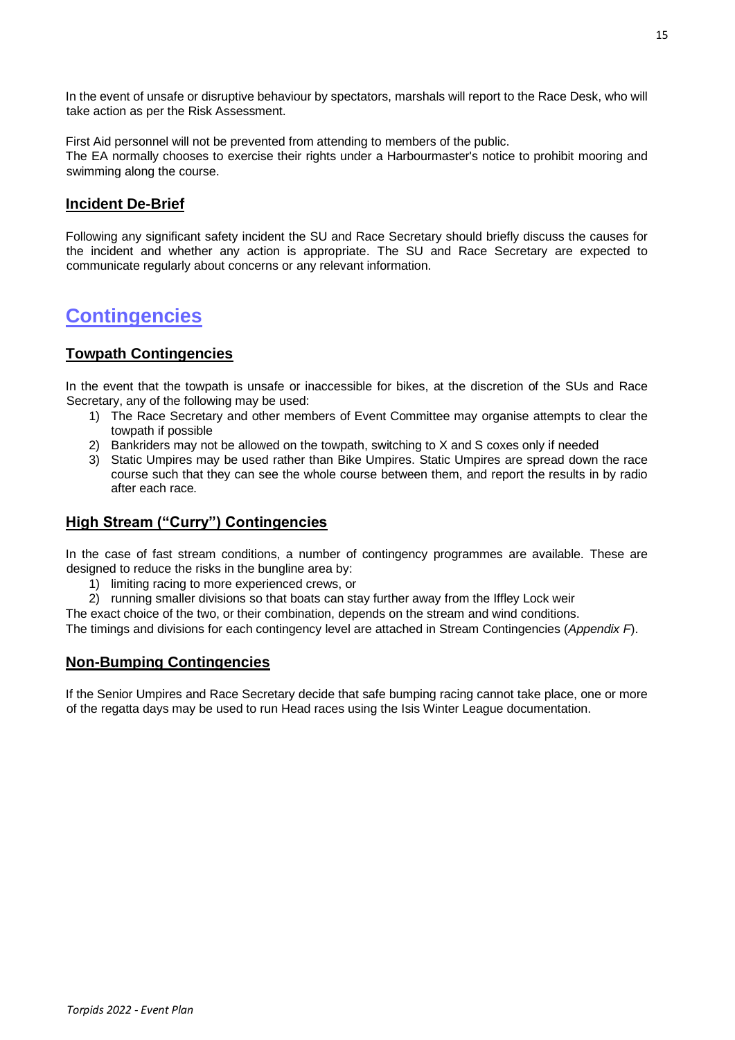In the event of unsafe or disruptive behaviour by spectators, marshals will report to the Race Desk, who will take action as per the Risk Assessment.

First Aid personnel will not be prevented from attending to members of the public.
The EA normally chooses to exercise their rights under a Harbourmaster's notice to prohibit mooring and swimming along the course.

### Incident De-Brief

Following any significant safety incident the SU and Race Secretary should briefly discuss the causes for the incident and whether any action is appropriate. The SU and Race Secretary are expected to communicate regularly about concerns or any relevant information.

## Contingencies

### Towpath Contingencies

In the event that the towpath is unsafe or inaccessible for bikes, at the discretion of the SUs and Race Secretary, any of the following may be used:

1) The Race Secretary and other members of Event Committee may organise attempts to clear the towpath if possible
2) Bankriders may not be allowed on the towpath, switching to X and S coxes only if needed
3) Static Umpires may be used rather than Bike Umpires. Static Umpires are spread down the race course such that they can see the whole course between them, and report the results in by radio after each race.

### High Stream ("Curry") Contingencies

In the case of fast stream conditions, a number of contingency programmes are available. These are designed to reduce the risks in the bungline area by:

1) limiting racing to more experienced crews, or
2) running smaller divisions so that boats can stay further away from the Iffley Lock weir

The exact choice of the two, or their combination, depends on the stream and wind conditions.
The timings and divisions for each contingency level are attached in Stream Contingencies (*Appendix F*).

### Non-Bumping Contingencies

If the Senior Umpires and Race Secretary decide that safe bumping racing cannot take place, one or more of the regatta days may be used to run Head races using the Isis Winter League documentation.